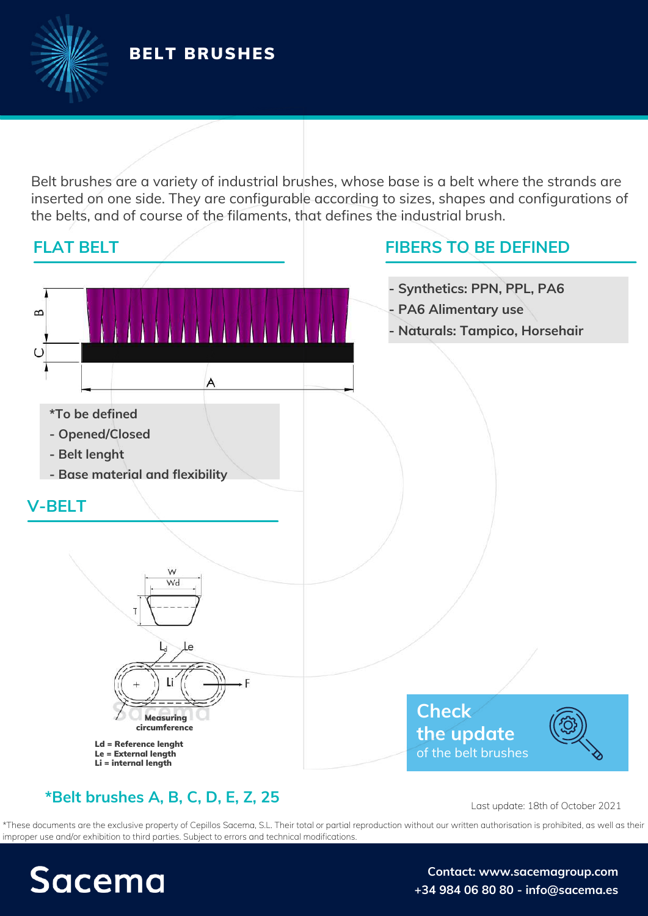# BELT BRUSHES

Belt brushes are a variety of industrial brushes, whose base is a belt where the strands are inserted on one side. They are configurable according to sizes, shapes and configurations of the belts, and of course of the filaments, that defines the industrial brush.

## FLAT BELT

*To be defined
- Opened/Closed
- Belt lenght
- Base material and flexibility

## FIBERS TO BE DEFINED

- Synthetics: PPN, PPL, PA6
- PA6 Alimentary use
- Naturals: Tampico, Horsehair

## V-BELT

Measuring circumference

Ld = Reference lenght
Le = External length
Li = internal length

### *Belt brushes A, B, C, D, E, Z, 25

**Check the update** of the belt brushes

Last update: 18th of October 2021

*These documents are the exclusive property of Cepillos Sacema, S.L. Their total or partial reproduction without our written authorisation is prohibited, as well as their improper use and/or exhibition to third parties. Subject to errors and technical modifications.

Sacema

Contact: www.sacemagroup.com
+34 984 06 80 80 - info@sacema.es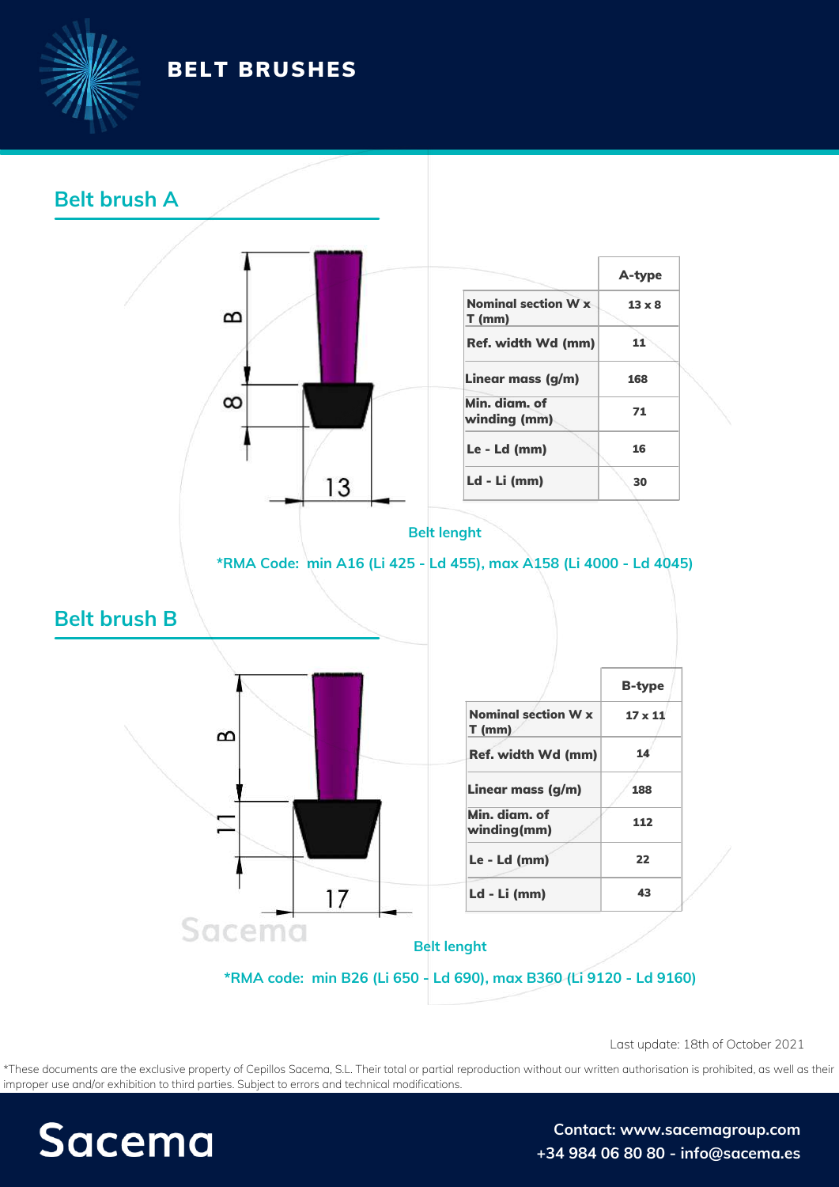# BELT BRUSHES

## Belt brush A

| | A-type |
|---|---|
| Nominal section W x T (mm) | 13 x 8 |
| Ref. width Wd (mm) | 11 |
| Linear mass (g/m) | 168 |
| Min. diam. of winding (mm) | 71 |
| Le - Ld (mm) | 16 |
| Ld - Li (mm) | 30 |

Belt lenght

*RMA Code: min A16 (Li 425 - Ld 455), max A158 (Li 4000 - Ld 4045)

## Belt brush B

| | B-type |
|---|---|
| Nominal section W x T (mm) | 17 x 11 |
| Ref. width Wd (mm) | 14 |
| Linear mass (g/m) | 188 |
| Min. diam. of winding(mm) | 112 |
| Le - Ld (mm) | 22 |
| Ld - Li (mm) | 43 |

Belt lenght

*RMA code: min B26 (Li 650 - Ld 690), max B360 (Li 9120 - Ld 9160)

Last update: 18th of October 2021

*These documents are the exclusive property of Cepillos Sacema, S.L. Their total or partial reproduction without our written authorisation is prohibited, as well as their improper use and/or exhibition to third parties. Subject to errors and technical modifications.

Sacema

Contact: www.sacemagroup.com
+34 984 06 80 80 - info@sacema.es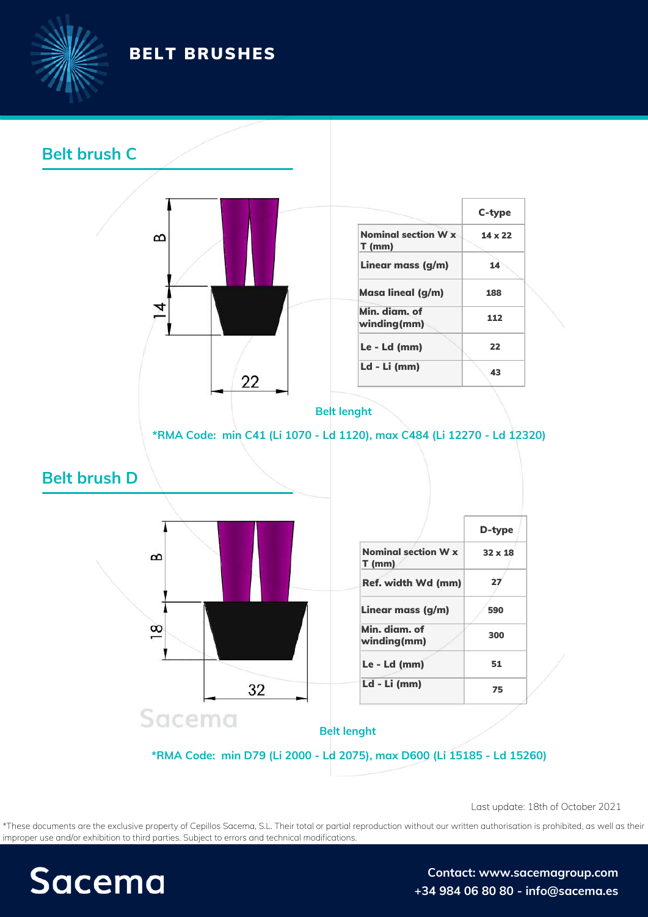# BELT BRUSHES

## Belt brush C

B

14

22

| | C-type |
|---|---|
| Nominal section W x T (mm) | 14 x 22 |
| Linear mass (g/m) | 14 |
| Masa lineal (g/m) | 188 |
| Min. diam. of winding(mm) | 112 |
| Le - Ld (mm) | 22 |
| Ld - Li (mm) | 43 |

Belt lenght

*RMA Code: min C41 (Li 1070 - Ld 1120), max C484 (Li 12270 - Ld 12320)

## Belt brush D

B

18

32

| | D-type |
|---|---|
| Nominal section W x T (mm) | 32 x 18 |
| Ref. width Wd (mm) | 27 |
| Linear mass (g/m) | 590 |
| Min. diam. of winding(mm) | 300 |
| Le - Ld (mm) | 51 |
| Ld - Li (mm) | 75 |

Sacema

Belt lenght

*RMA Code: min D79 (Li 2000 - Ld 2075), max D600 (Li 15185 - Ld 15260)

Last update: 18th of October 2021

*These documents are the exclusive property of Cepillos Sacema, S.L. Their total or partial reproduction without our written authorisation is prohibited, as well as their improper use and/or exhibition to third parties. Subject to errors and technical modifications.

Sacema

Contact: www.sacemagroup.com
+34 984 06 80 80 - info@sacema.es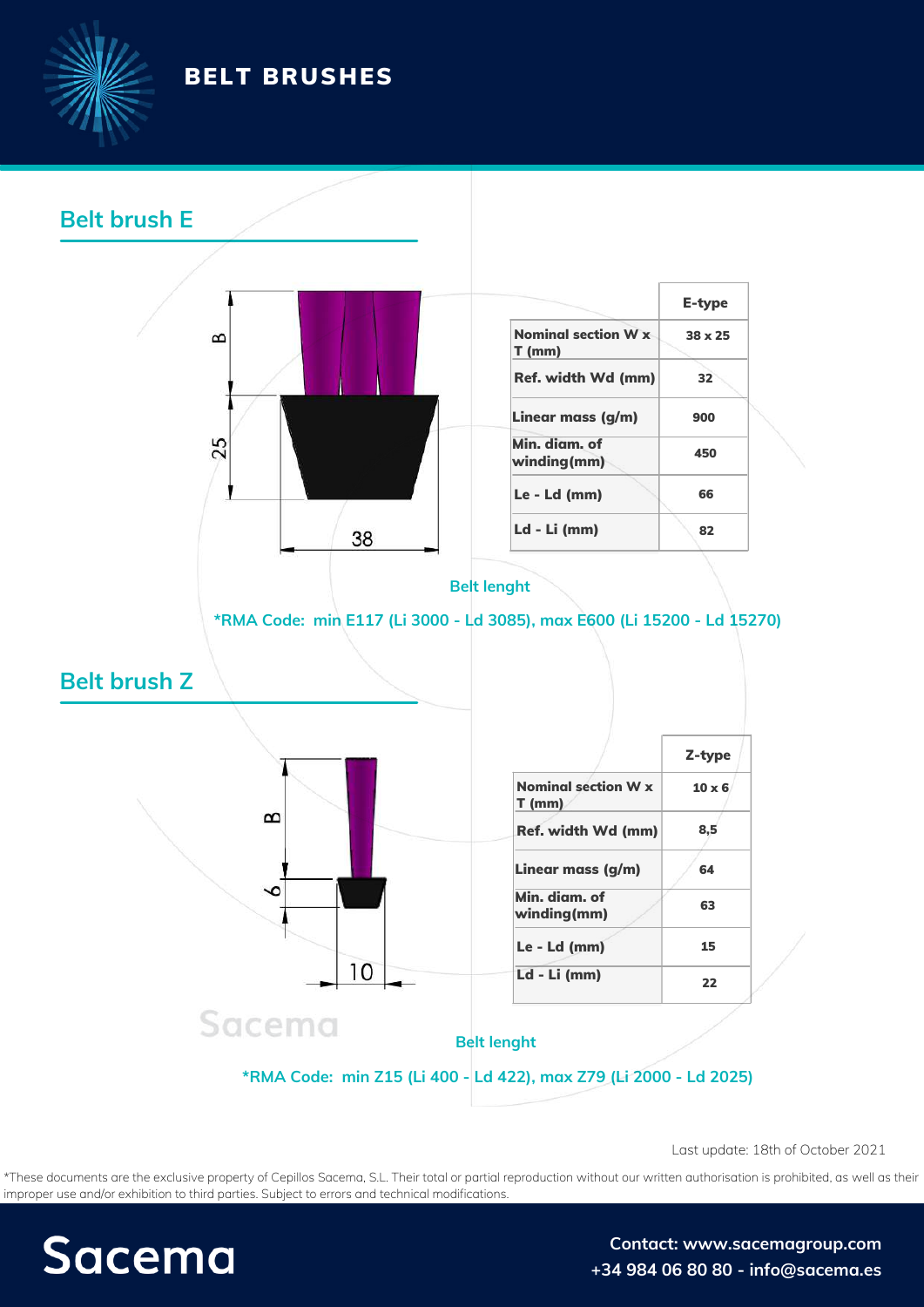# BELT BRUSHES

## Belt brush E

B

25

38

| | E-type |
|---|---|
| Nominal section W x T (mm) | 38 x 25 |
| Ref. width Wd (mm) | 32 |
| Linear mass (g/m) | 900 |
| Min. diam. of winding(mm) | 450 |
| Le - Ld (mm) | 66 |
| Ld - Li (mm) | 82 |

Belt lenght

*RMA Code: min E117 (Li 3000 - Ld 3085), max E600 (Li 15200 - Ld 15270)

## Belt brush Z

B

6

10

| | Z-type |
|---|---|
| Nominal section W x T (mm) | 10 x 6 |
| Ref. width Wd (mm) | 8,5 |
| Linear mass (g/m) | 64 |
| Min. diam. of winding(mm) | 63 |
| Le - Ld (mm) | 15 |
| Ld - Li (mm) | 22 |

Belt lenght

*RMA Code: min Z15 (Li 400 - Ld 422), max Z79 (Li 2000 - Ld 2025)

Last update: 18th of October 2021

*These documents are the exclusive property of Cepillos Sacema, S.L. Their total or partial reproduction without our written authorisation is prohibited, as well as their improper use and/or exhibition to third parties. Subject to errors and technical modifications.

Sacema

Contact: www.sacemagroup.com
+34 984 06 80 80 - info@sacema.es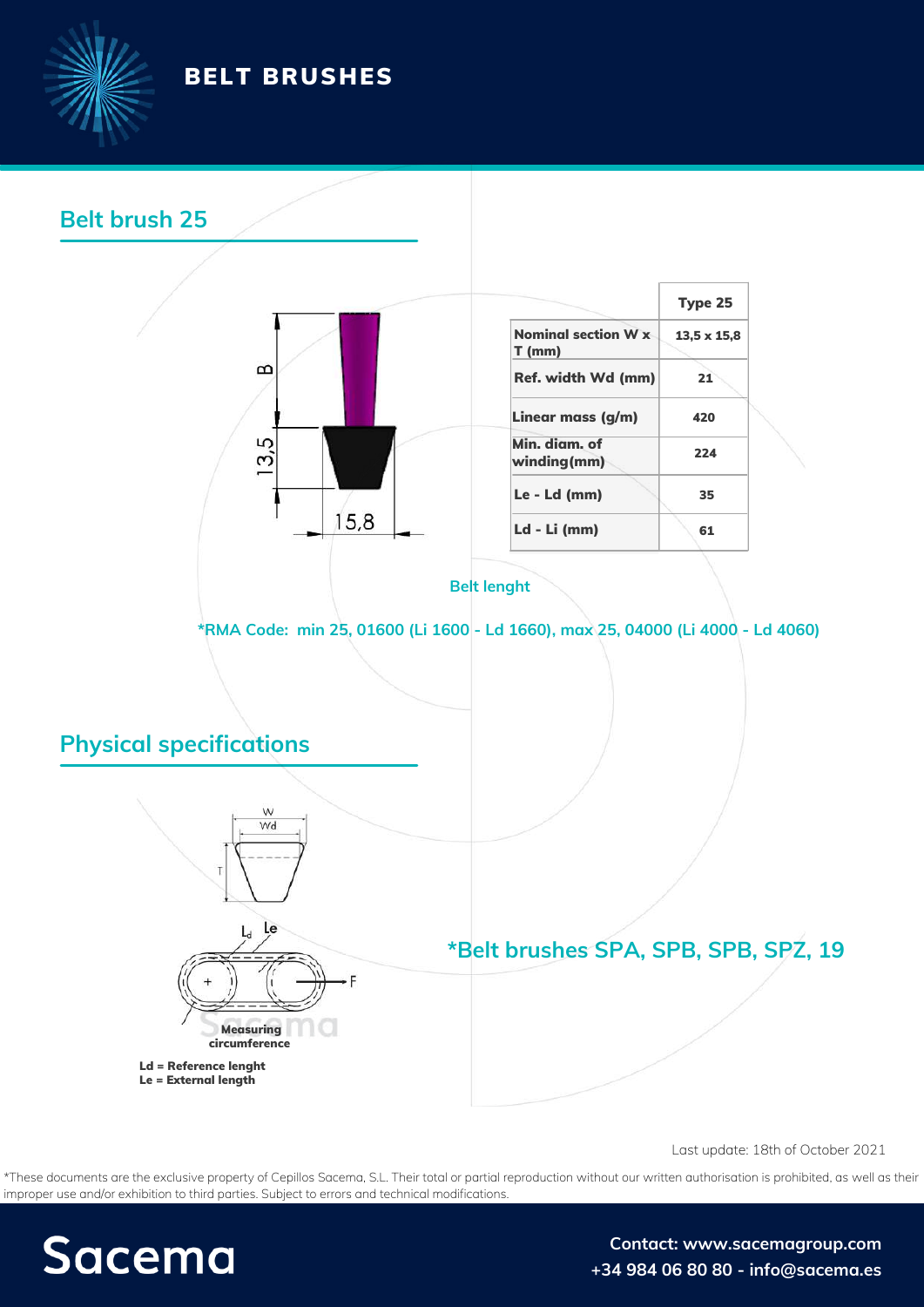# BELT BRUSHES

## Belt brush 25

| | Type 25 |
|---|---|
| Nominal section W x T (mm) | 13,5 x 15,8 |
| Ref. width Wd (mm) | 21 |
| Linear mass (g/m) | 420 |
| Min. diam. of winding(mm) | 224 |
| Le - Ld (mm) | 35 |
| Ld - Li (mm) | 61 |

**Belt lenght**

**\*RMA Code: min 25, 01600 (Li 1600 - Ld 1660), max 25, 04000 (Li 4000 - Ld 4060)**

## Physical specifications

**Ld = Reference lenght**
**Le = External length**

## *Belt brushes SPA, SPB, SPB, SPZ, 19

Last update: 18th of October 2021

*These documents are the exclusive property of Cepillos Sacema, S.L. Their total or partial reproduction without our written authorisation is prohibited, as well as their improper use and/or exhibition to third parties. Subject to errors and technical modifications.

Sacema

**Contact: www.sacemagroup.com**
**+34 984 06 80 80 - info@sacema.es**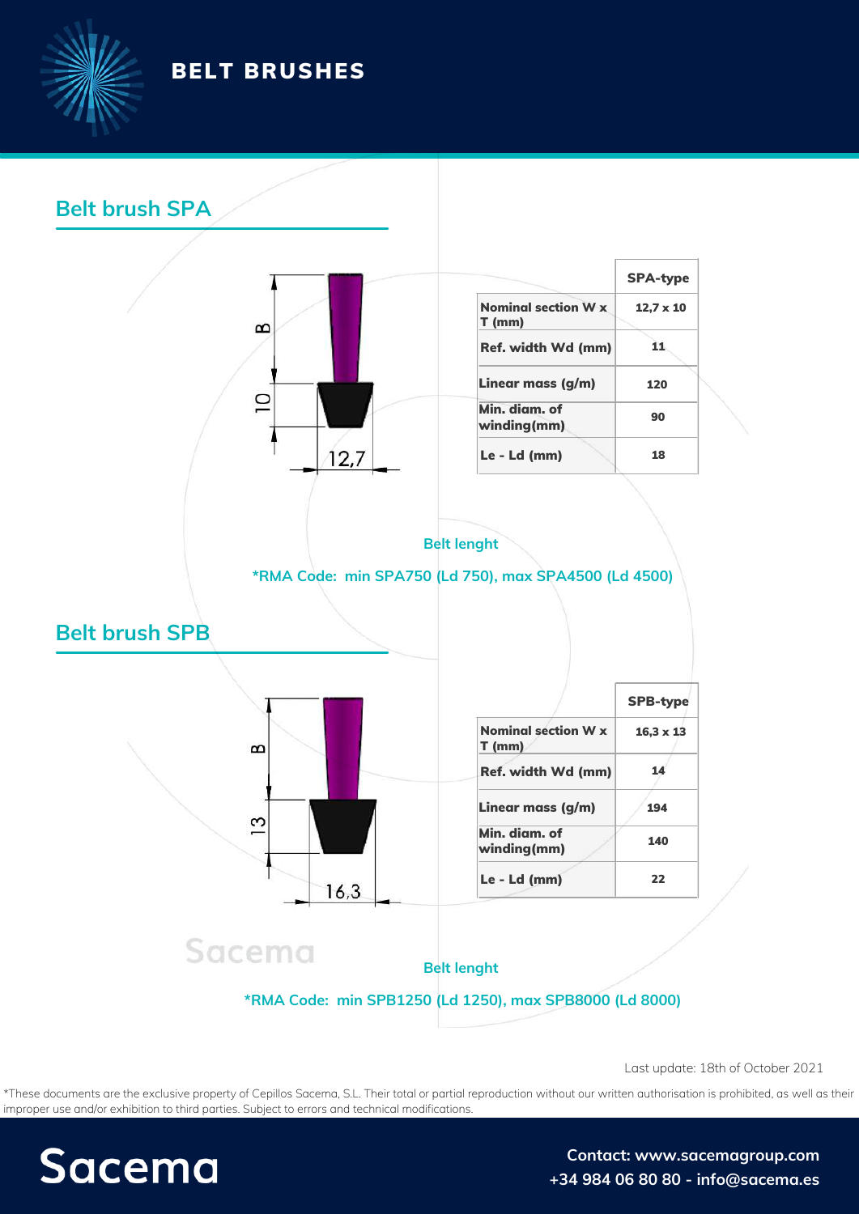# BELT BRUSHES

## Belt brush SPA

| | SPA-type |
|---|---|
| Nominal section W x T (mm) | 12,7 x 10 |
| Ref. width Wd (mm) | 11 |
| Linear mass (g/m) | 120 |
| Min. diam. of winding(mm) | 90 |
| Le - Ld (mm) | 18 |

**Belt lenght**

**\*RMA Code: min SPA750 (Ld 750), max SPA4500 (Ld 4500)**

## Belt brush SPB

| | SPB-type |
|---|---|
| Nominal section W x T (mm) | 16,3 x 13 |
| Ref. width Wd (mm) | 14 |
| Linear mass (g/m) | 194 |
| Min. diam. of winding(mm) | 140 |
| Le - Ld (mm) | 22 |

**Belt lenght**

**\*RMA Code: min SPB1250 (Ld 1250), max SPB8000 (Ld 8000)**

Last update: 18th of October 2021

*These documents are the exclusive property of Cepillos Sacema, S.L. Their total or partial reproduction without our written authorisation is prohibited, as well as their improper use and/or exhibition to third parties. Subject to errors and technical modifications.

Sacema

**Contact: www.sacemagroup.com**
**+34 984 06 80 80 - info@sacema.es**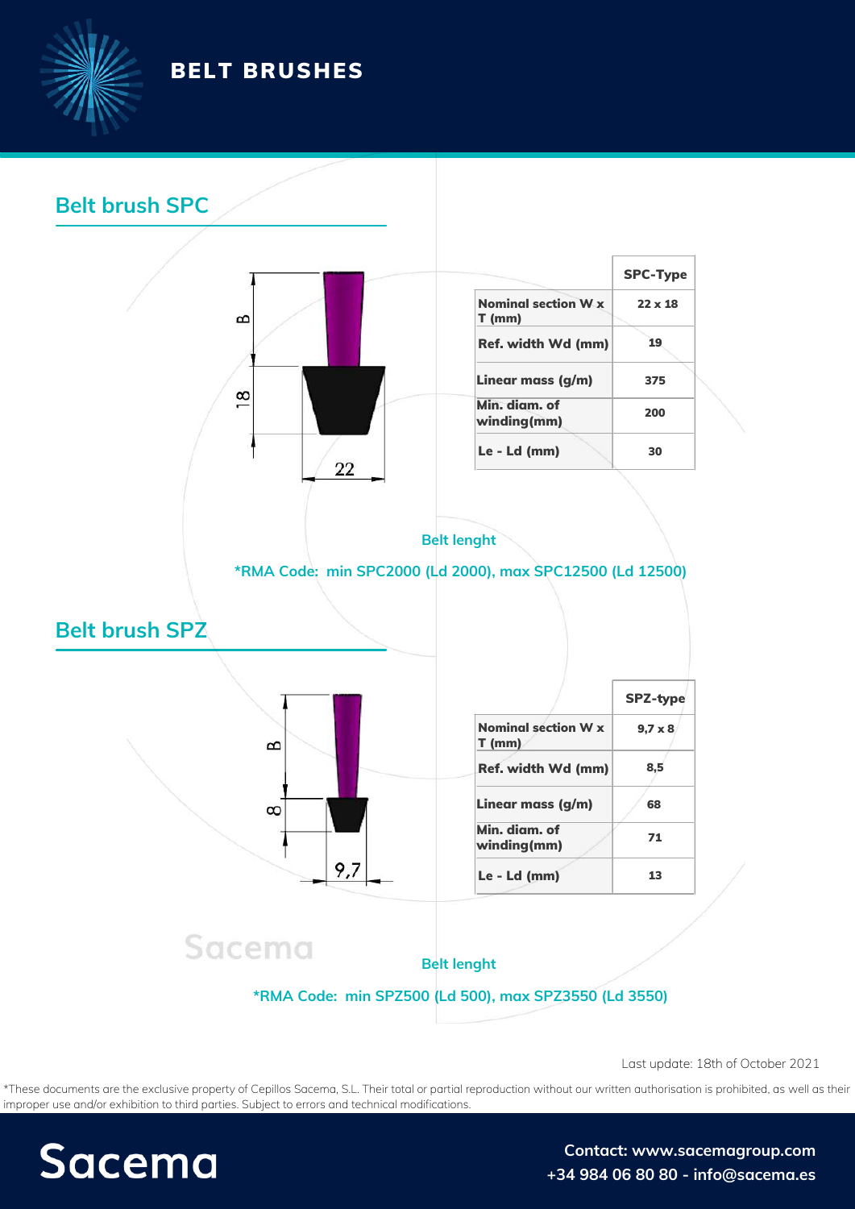# BELT BRUSHES

## Belt brush SPC

| | SPC-Type |
|---|---|
| Nominal section W x T (mm) | 22 x 18 |
| Ref. width Wd (mm) | 19 |
| Linear mass (g/m) | 375 |
| Min. diam. of winding(mm) | 200 |
| Le - Ld (mm) | 30 |

**Belt lenght**

**\*RMA Code: min SPC2000 (Ld 2000), max SPC12500 (Ld 12500)**

## Belt brush SPZ

| | SPZ-type |
|---|---|
| Nominal section W x T (mm) | 9,7 x 8 |
| Ref. width Wd (mm) | 8,5 |
| Linear mass (g/m) | 68 |
| Min. diam. of winding(mm) | 71 |
| Le - Ld (mm) | 13 |

**Belt lenght**

**\*RMA Code: min SPZ500 (Ld 500), max SPZ3550 (Ld 3550)**

Last update: 18th of October 2021

*These documents are the exclusive property of Cepillos Sacema, S.L. Their total or partial reproduction without our written authorisation is prohibited, as well as their improper use and/or exhibition to third parties. Subject to errors and technical modifications.

Sacema

Contact: www.sacemagroup.com
+34 984 06 80 80 - info@sacema.es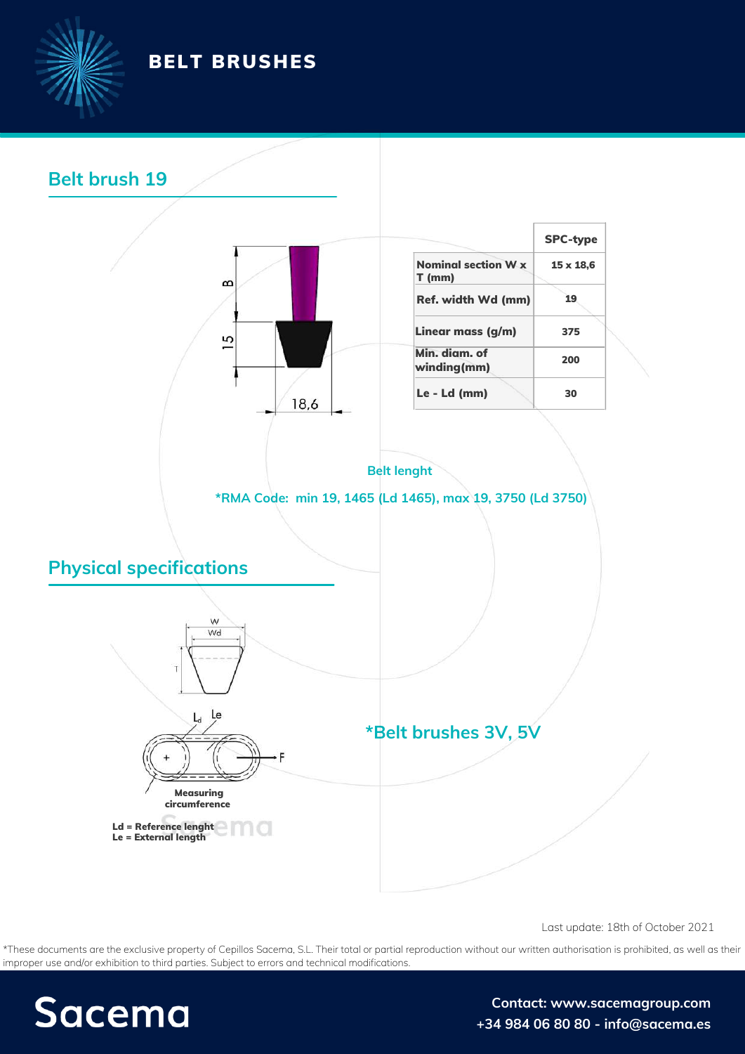# BELT BRUSHES

## Belt brush 19

| | SPC-type |
|---|---|
| Nominal section W x T (mm) | 15 x 18,6 |
| Ref. width Wd (mm) | 19 |
| Linear mass (g/m) | 375 |
| Min. diam. of winding(mm) | 200 |
| Le - Ld (mm) | 30 |

**Belt lenght**

**\*RMA Code: min 19, 1465 (Ld 1465), max 19, 3750 (Ld 3750)**

## Physical specifications

**Measuring circumference**

**Ld = Reference lenght**
**Le = External length**

## *Belt brushes 3V, 5V

Last update: 18th of October 2021

*These documents are the exclusive property of Cepillos Sacema, S.L. Their total or partial reproduction without our written authorisation is prohibited, as well as their improper use and/or exhibition to third parties. Subject to errors and technical modifications.

Sacema

**Contact: www.sacemagroup.com**
**+34 984 06 80 80 - info@sacema.es**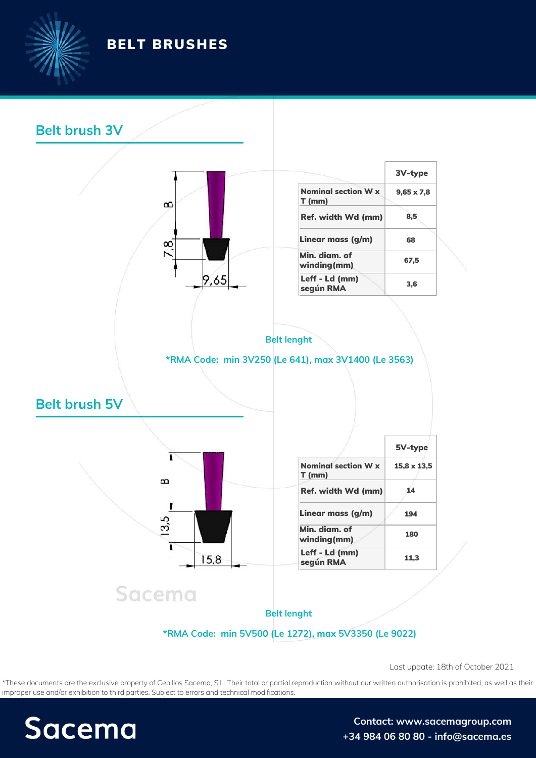# BELT BRUSHES

## Belt brush 3V

B

7,8

9,65

| | 3V-type |
|---|---|
| Nominal section W x T (mm) | 9,65 x 7,8 |
| Ref. width Wd (mm) | 8,5 |
| Linear mass (g/m) | 68 |
| Min. diam. of winding(mm) | 67,5 |
| Leff - Ld (mm) según RMA | 3,6 |

Belt lenght

*RMA Code: min 3V250 (Le 641), max 3V1400 (Le 3563)

## Belt brush 5V

B

13,5

15,8

| | 5V-type |
|---|---|
| Nominal section W x T (mm) | 15,8 x 13,5 |
| Ref. width Wd (mm) | 14 |
| Linear mass (g/m) | 194 |
| Min. diam. of winding(mm) | 180 |
| Leff - Ld (mm) según RMA | 11,3 |

Belt lenght

*RMA Code: min 5V500 (Le 1272), max 5V3350 (Le 9022)

Last update: 18th of October 2021

*These documents are the exclusive property of Cepillos Sacema, S.L. Their total or partial reproduction without our written authorisation is prohibited, as well as their improper use and/or exhibition to third parties. Subject to errors and technical modifications.

Sacema

Contact: www.sacemagroup.com
+34 984 06 80 80 - info@sacema.es